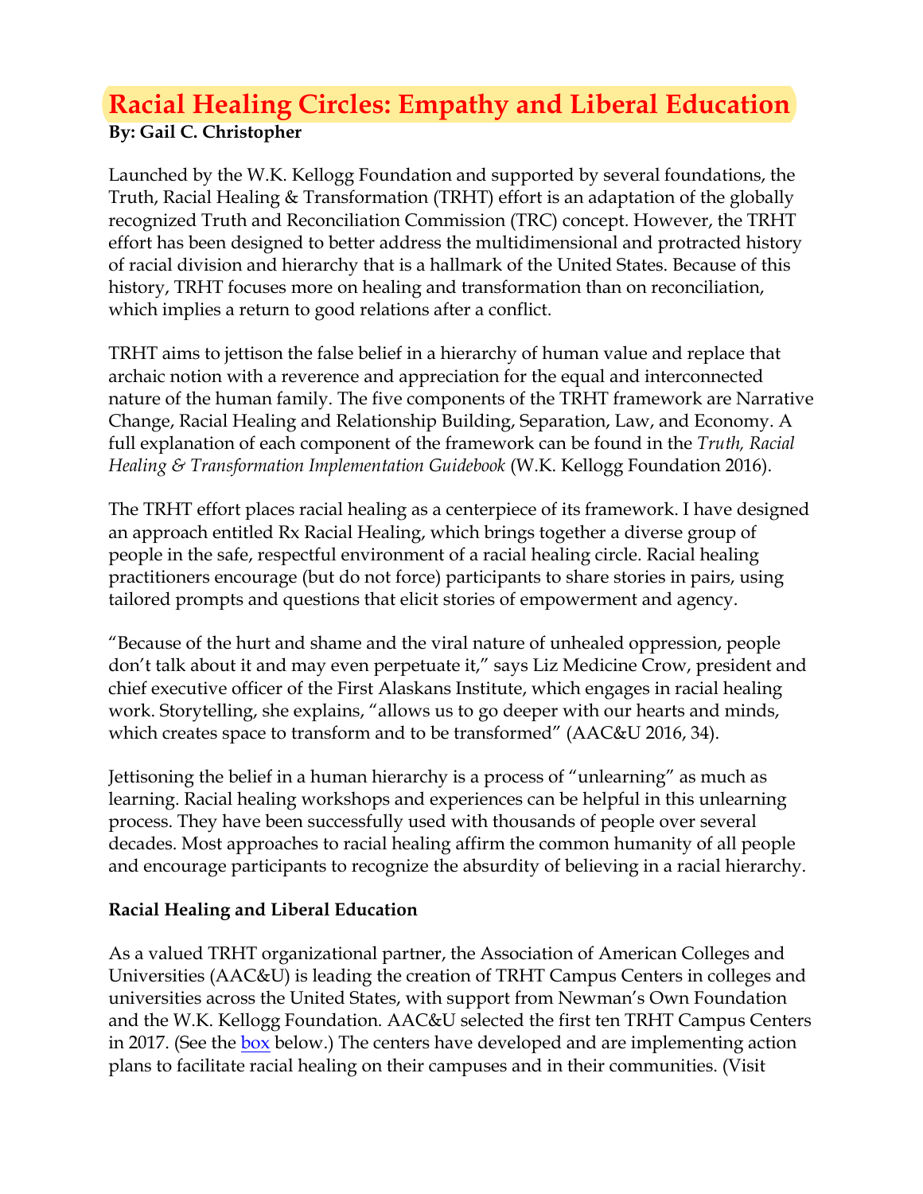# Racial Healing Circles: Empathy and Liberal Education

**By: Gail C. Christopher**

Launched by the W.K. Kellogg Foundation and supported by several foundations, the Truth, Racial Healing & Transformation (TRHT) effort is an adaptation of the globally recognized Truth and Reconciliation Commission (TRC) concept. However, the TRHT effort has been designed to better address the multidimensional and protracted history of racial division and hierarchy that is a hallmark of the United States. Because of this history, TRHT focuses more on healing and transformation than on reconciliation, which implies a return to good relations after a conflict.

TRHT aims to jettison the false belief in a hierarchy of human value and replace that archaic notion with a reverence and appreciation for the equal and interconnected nature of the human family. The five components of the TRHT framework are Narrative Change, Racial Healing and Relationship Building, Separation, Law, and Economy. A full explanation of each component of the framework can be found in the *Truth, Racial Healing & Transformation Implementation Guidebook* (W.K. Kellogg Foundation 2016).

The TRHT effort places racial healing as a centerpiece of its framework. I have designed an approach entitled Rx Racial Healing, which brings together a diverse group of people in the safe, respectful environment of a racial healing circle. Racial healing practitioners encourage (but do not force) participants to share stories in pairs, using tailored prompts and questions that elicit stories of empowerment and agency.

"Because of the hurt and shame and the viral nature of unhealed oppression, people don't talk about it and may even perpetuate it," says Liz Medicine Crow, president and chief executive officer of the First Alaskans Institute, which engages in racial healing work. Storytelling, she explains, "allows us to go deeper with our hearts and minds, which creates space to transform and to be transformed" (AAC&U 2016, 34).

Jettisoning the belief in a human hierarchy is a process of "unlearning" as much as learning. Racial healing workshops and experiences can be helpful in this unlearning process. They have been successfully used with thousands of people over several decades. Most approaches to racial healing affirm the common humanity of all people and encourage participants to recognize the absurdity of believing in a racial hierarchy.

**Racial Healing and Liberal Education**

As a valued TRHT organizational partner, the Association of American Colleges and Universities (AAC&U) is leading the creation of TRHT Campus Centers in colleges and universities across the United States, with support from Newman's Own Foundation and the W.K. Kellogg Foundation. AAC&U selected the first ten TRHT Campus Centers in 2017. (See the box below.) The centers have developed and are implementing action plans to facilitate racial healing on their campuses and in their communities. (Visit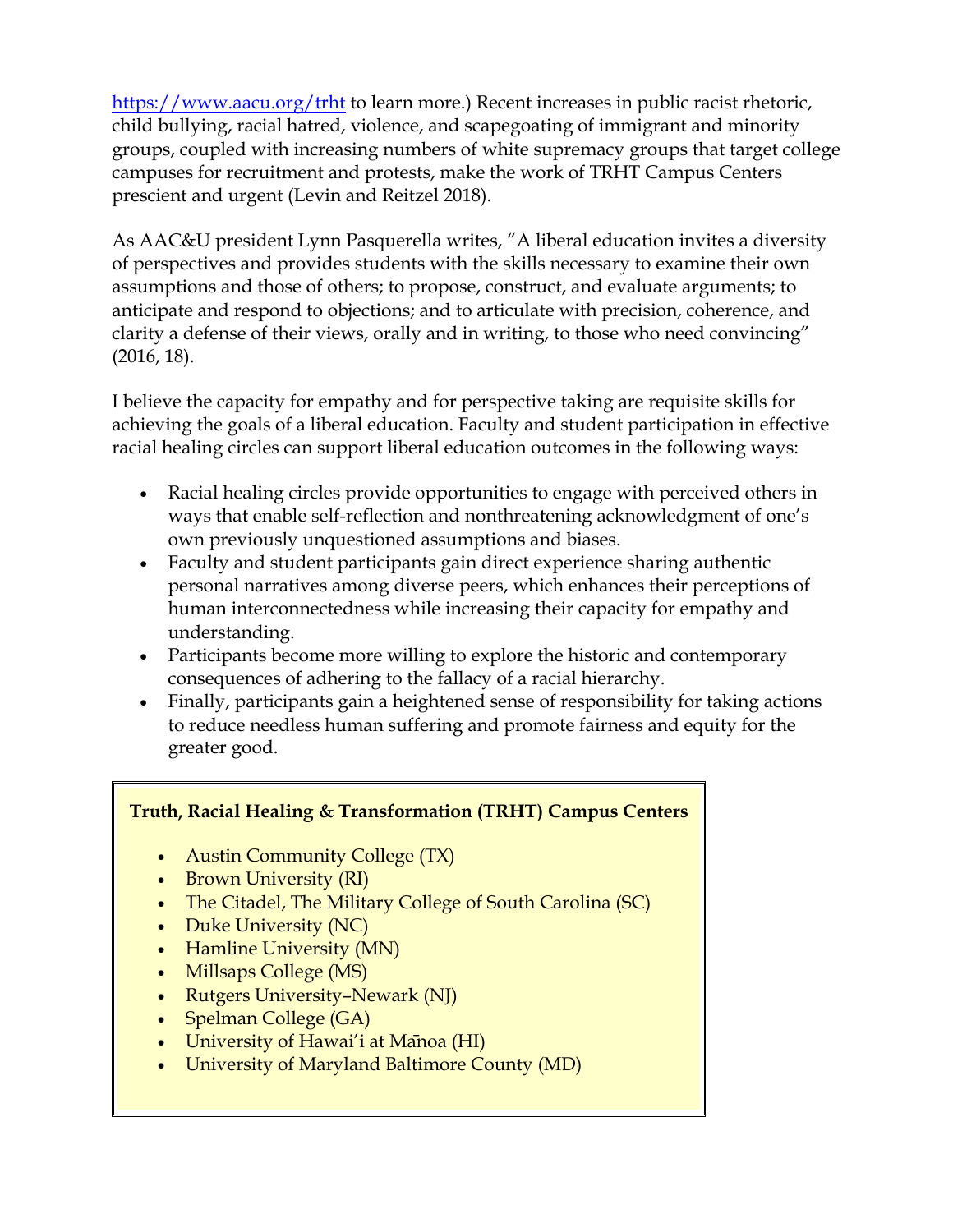https://www.aacu.org/trht to learn more.) Recent increases in public racist rhetoric, child bullying, racial hatred, violence, and scapegoating of immigrant and minority groups, coupled with increasing numbers of white supremacy groups that target college campuses for recruitment and protests, make the work of TRHT Campus Centers prescient and urgent (Levin and Reitzel 2018).

As AAC&U president Lynn Pasquerella writes, "A liberal education invites a diversity of perspectives and provides students with the skills necessary to examine their own assumptions and those of others; to propose, construct, and evaluate arguments; to anticipate and respond to objections; and to articulate with precision, coherence, and clarity a defense of their views, orally and in writing, to those who need convincing" (2016, 18).

I believe the capacity for empathy and for perspective taking are requisite skills for achieving the goals of a liberal education. Faculty and student participation in effective racial healing circles can support liberal education outcomes in the following ways:

- Racial healing circles provide opportunities to engage with perceived others in ways that enable self-reflection and nonthreatening acknowledgment of one's own previously unquestioned assumptions and biases.
- Faculty and student participants gain direct experience sharing authentic personal narratives among diverse peers, which enhances their perceptions of human interconnectedness while increasing their capacity for empathy and understanding.
- Participants become more willing to explore the historic and contemporary consequences of adhering to the fallacy of a racial hierarchy.
- Finally, participants gain a heightened sense of responsibility for taking actions to reduce needless human suffering and promote fairness and equity for the greater good.

**Truth, Racial Healing & Transformation (TRHT) Campus Centers**

- Austin Community College (TX)
- Brown University (RI)
- The Citadel, The Military College of South Carolina (SC)
- Duke University (NC)
- Hamline University (MN)
- Millsaps College (MS)
- Rutgers University–Newark (NJ)
- Spelman College (GA)
- University of Hawai'i at Mānoa (HI)
- University of Maryland Baltimore County (MD)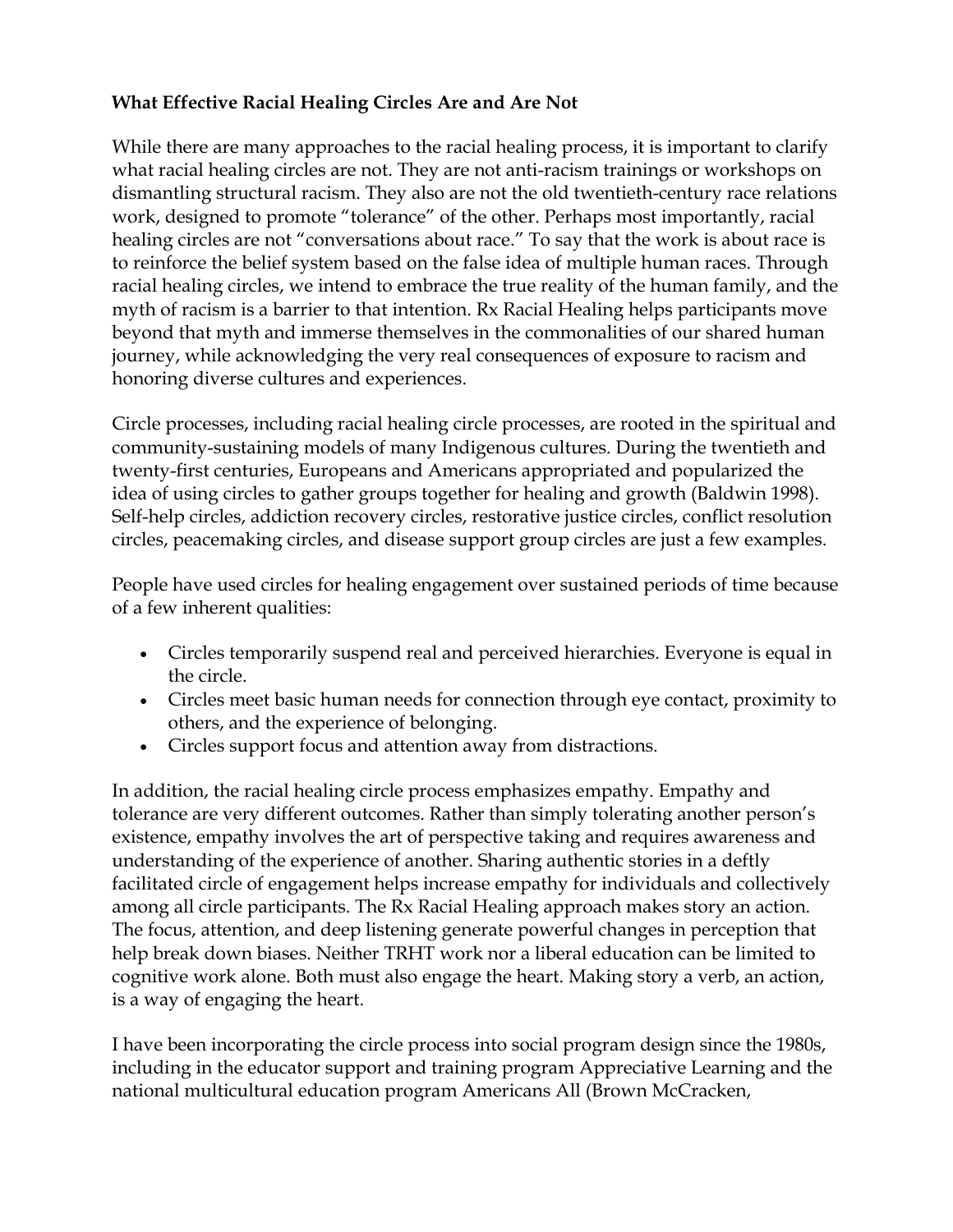**What Effective Racial Healing Circles Are and Are Not**

While there are many approaches to the racial healing process, it is important to clarify what racial healing circles are not. They are not anti-racism trainings or workshops on dismantling structural racism. They also are not the old twentieth-century race relations work, designed to promote "tolerance" of the other. Perhaps most importantly, racial healing circles are not "conversations about race." To say that the work is about race is to reinforce the belief system based on the false idea of multiple human races. Through racial healing circles, we intend to embrace the true reality of the human family, and the myth of racism is a barrier to that intention. Rx Racial Healing helps participants move beyond that myth and immerse themselves in the commonalities of our shared human journey, while acknowledging the very real consequences of exposure to racism and honoring diverse cultures and experiences.

Circle processes, including racial healing circle processes, are rooted in the spiritual and community-sustaining models of many Indigenous cultures. During the twentieth and twenty-first centuries, Europeans and Americans appropriated and popularized the idea of using circles to gather groups together for healing and growth (Baldwin 1998). Self-help circles, addiction recovery circles, restorative justice circles, conflict resolution circles, peacemaking circles, and disease support group circles are just a few examples.

People have used circles for healing engagement over sustained periods of time because of a few inherent qualities:

- Circles temporarily suspend real and perceived hierarchies. Everyone is equal in the circle.
- Circles meet basic human needs for connection through eye contact, proximity to others, and the experience of belonging.
- Circles support focus and attention away from distractions.

In addition, the racial healing circle process emphasizes empathy. Empathy and tolerance are very different outcomes. Rather than simply tolerating another person's existence, empathy involves the art of perspective taking and requires awareness and understanding of the experience of another. Sharing authentic stories in a deftly facilitated circle of engagement helps increase empathy for individuals and collectively among all circle participants. The Rx Racial Healing approach makes story an action. The focus, attention, and deep listening generate powerful changes in perception that help break down biases. Neither TRHT work nor a liberal education can be limited to cognitive work alone. Both must also engage the heart. Making story a verb, an action, is a way of engaging the heart.

I have been incorporating the circle process into social program design since the 1980s, including in the educator support and training program Appreciative Learning and the national multicultural education program Americans All (Brown McCracken,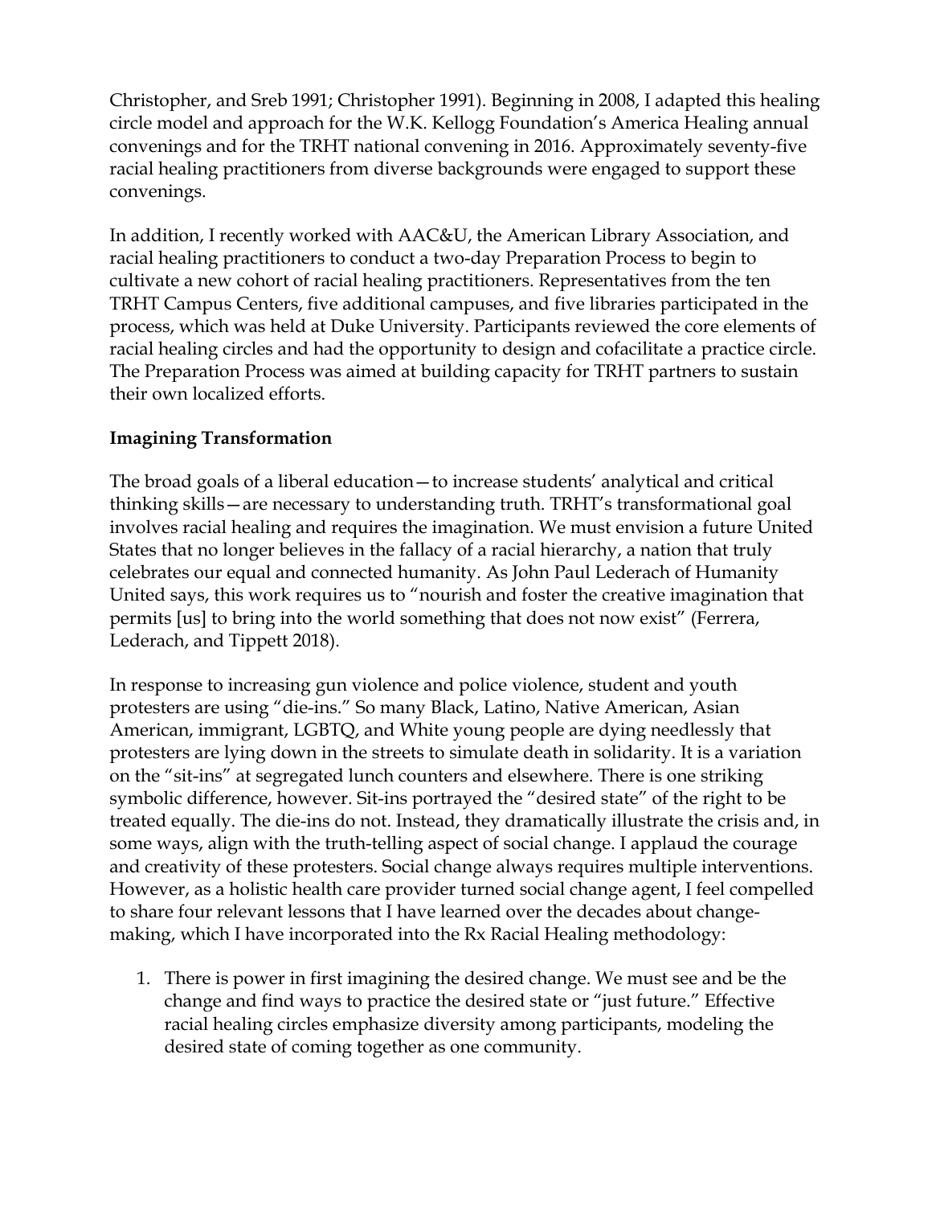Christopher, and Sreb 1991; Christopher 1991). Beginning in 2008, I adapted this healing circle model and approach for the W.K. Kellogg Foundation's America Healing annual convenings and for the TRHT national convening in 2016. Approximately seventy-five racial healing practitioners from diverse backgrounds were engaged to support these convenings.

In addition, I recently worked with AAC&U, the American Library Association, and racial healing practitioners to conduct a two-day Preparation Process to begin to cultivate a new cohort of racial healing practitioners. Representatives from the ten TRHT Campus Centers, five additional campuses, and five libraries participated in the process, which was held at Duke University. Participants reviewed the core elements of racial healing circles and had the opportunity to design and cofacilitate a practice circle. The Preparation Process was aimed at building capacity for TRHT partners to sustain their own localized efforts.

**Imagining Transformation**

The broad goals of a liberal education—to increase students' analytical and critical thinking skills—are necessary to understanding truth. TRHT's transformational goal involves racial healing and requires the imagination. We must envision a future United States that no longer believes in the fallacy of a racial hierarchy, a nation that truly celebrates our equal and connected humanity. As John Paul Lederach of Humanity United says, this work requires us to "nourish and foster the creative imagination that permits [us] to bring into the world something that does not now exist" (Ferrera, Lederach, and Tippett 2018).

In response to increasing gun violence and police violence, student and youth protesters are using "die-ins." So many Black, Latino, Native American, Asian American, immigrant, LGBTQ, and White young people are dying needlessly that protesters are lying down in the streets to simulate death in solidarity. It is a variation on the "sit-ins" at segregated lunch counters and elsewhere. There is one striking symbolic difference, however. Sit-ins portrayed the "desired state" of the right to be treated equally. The die-ins do not. Instead, they dramatically illustrate the crisis and, in some ways, align with the truth-telling aspect of social change. I applaud the courage and creativity of these protesters. Social change always requires multiple interventions. However, as a holistic health care provider turned social change agent, I feel compelled to share four relevant lessons that I have learned over the decades about change-making, which I have incorporated into the Rx Racial Healing methodology:

1. There is power in first imagining the desired change. We must see and be the change and find ways to practice the desired state or "just future." Effective racial healing circles emphasize diversity among participants, modeling the desired state of coming together as one community.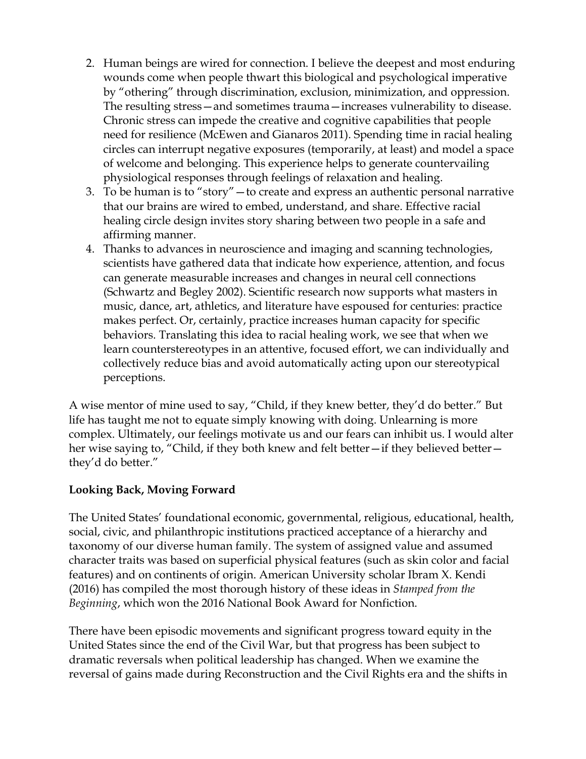2. Human beings are wired for connection. I believe the deepest and most enduring wounds come when people thwart this biological and psychological imperative by "othering" through discrimination, exclusion, minimization, and oppression. The resulting stress—and sometimes trauma—increases vulnerability to disease. Chronic stress can impede the creative and cognitive capabilities that people need for resilience (McEwen and Gianaros 2011). Spending time in racial healing circles can interrupt negative exposures (temporarily, at least) and model a space of welcome and belonging. This experience helps to generate countervailing physiological responses through feelings of relaxation and healing.
3. To be human is to "story"—to create and express an authentic personal narrative that our brains are wired to embed, understand, and share. Effective racial healing circle design invites story sharing between two people in a safe and affirming manner.
4. Thanks to advances in neuroscience and imaging and scanning technologies, scientists have gathered data that indicate how experience, attention, and focus can generate measurable increases and changes in neural cell connections (Schwartz and Begley 2002). Scientific research now supports what masters in music, dance, art, athletics, and literature have espoused for centuries: practice makes perfect. Or, certainly, practice increases human capacity for specific behaviors. Translating this idea to racial healing work, we see that when we learn counterstereotypes in an attentive, focused effort, we can individually and collectively reduce bias and avoid automatically acting upon our stereotypical perceptions.

A wise mentor of mine used to say, "Child, if they knew better, they'd do better." But life has taught me not to equate simply knowing with doing. Unlearning is more complex. Ultimately, our feelings motivate us and our fears can inhibit us. I would alter her wise saying to, "Child, if they both knew and felt better—if they believed better—they'd do better."

**Looking Back, Moving Forward**

The United States' foundational economic, governmental, religious, educational, health, social, civic, and philanthropic institutions practiced acceptance of a hierarchy and taxonomy of our diverse human family. The system of assigned value and assumed character traits was based on superficial physical features (such as skin color and facial features) and on continents of origin. American University scholar Ibram X. Kendi (2016) has compiled the most thorough history of these ideas in *Stamped from the Beginning*, which won the 2016 National Book Award for Nonfiction.

There have been episodic movements and significant progress toward equity in the United States since the end of the Civil War, but that progress has been subject to dramatic reversals when political leadership has changed. When we examine the reversal of gains made during Reconstruction and the Civil Rights era and the shifts in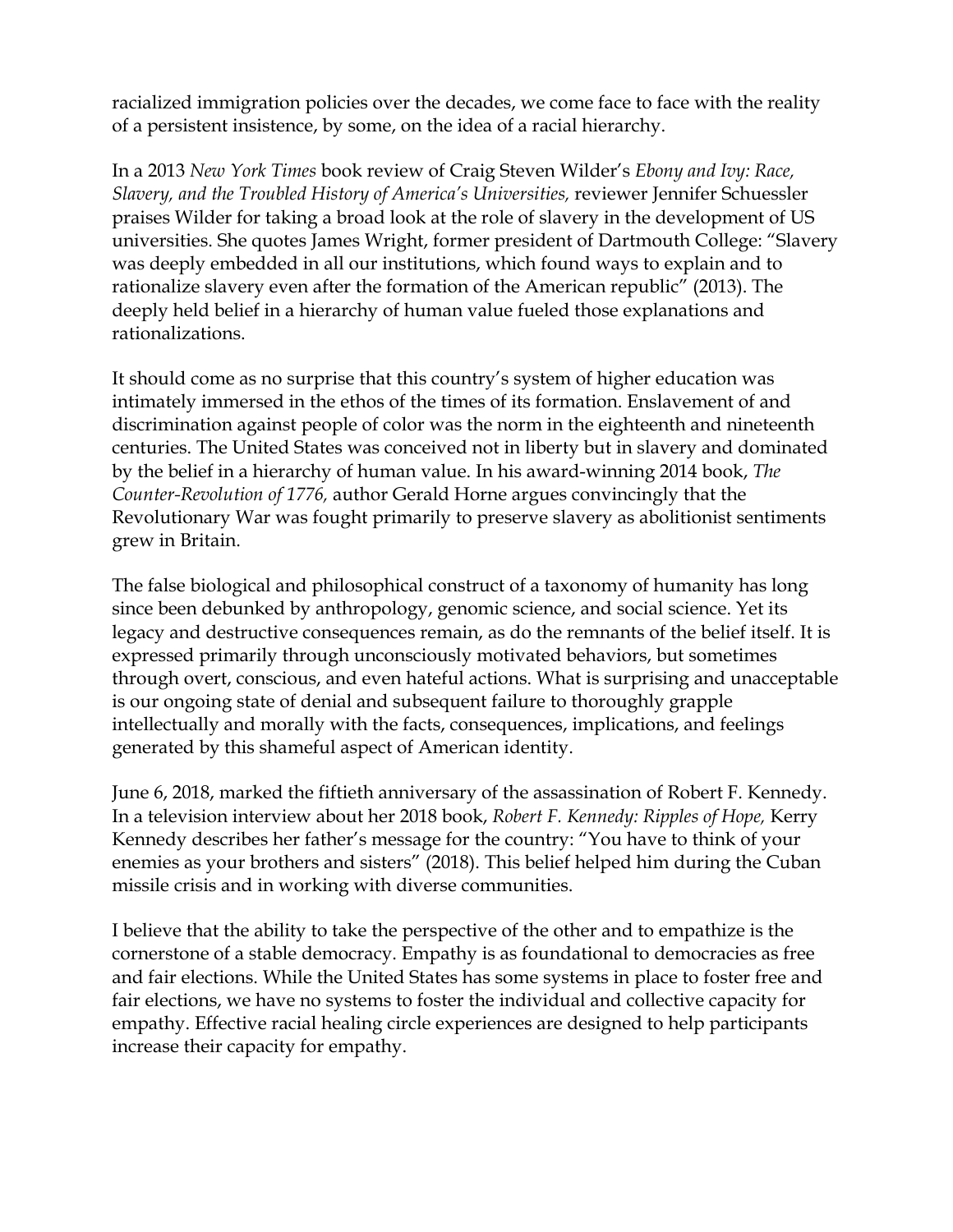racialized immigration policies over the decades, we come face to face with the reality of a persistent insistence, by some, on the idea of a racial hierarchy.

In a 2013 *New York Times* book review of Craig Steven Wilder's *Ebony and Ivy: Race, Slavery, and the Troubled History of America's Universities,* reviewer Jennifer Schuessler praises Wilder for taking a broad look at the role of slavery in the development of US universities. She quotes James Wright, former president of Dartmouth College: "Slavery was deeply embedded in all our institutions, which found ways to explain and to rationalize slavery even after the formation of the American republic" (2013). The deeply held belief in a hierarchy of human value fueled those explanations and rationalizations.

It should come as no surprise that this country's system of higher education was intimately immersed in the ethos of the times of its formation. Enslavement of and discrimination against people of color was the norm in the eighteenth and nineteenth centuries. The United States was conceived not in liberty but in slavery and dominated by the belief in a hierarchy of human value. In his award-winning 2014 book, *The Counter-Revolution of 1776,* author Gerald Horne argues convincingly that the Revolutionary War was fought primarily to preserve slavery as abolitionist sentiments grew in Britain.

The false biological and philosophical construct of a taxonomy of humanity has long since been debunked by anthropology, genomic science, and social science. Yet its legacy and destructive consequences remain, as do the remnants of the belief itself. It is expressed primarily through unconsciously motivated behaviors, but sometimes through overt, conscious, and even hateful actions. What is surprising and unacceptable is our ongoing state of denial and subsequent failure to thoroughly grapple intellectually and morally with the facts, consequences, implications, and feelings generated by this shameful aspect of American identity.

June 6, 2018, marked the fiftieth anniversary of the assassination of Robert F. Kennedy. In a television interview about her 2018 book, *Robert F. Kennedy: Ripples of Hope,* Kerry Kennedy describes her father's message for the country: "You have to think of your enemies as your brothers and sisters" (2018). This belief helped him during the Cuban missile crisis and in working with diverse communities.

I believe that the ability to take the perspective of the other and to empathize is the cornerstone of a stable democracy. Empathy is as foundational to democracies as free and fair elections. While the United States has some systems in place to foster free and fair elections, we have no systems to foster the individual and collective capacity for empathy. Effective racial healing circle experiences are designed to help participants increase their capacity for empathy.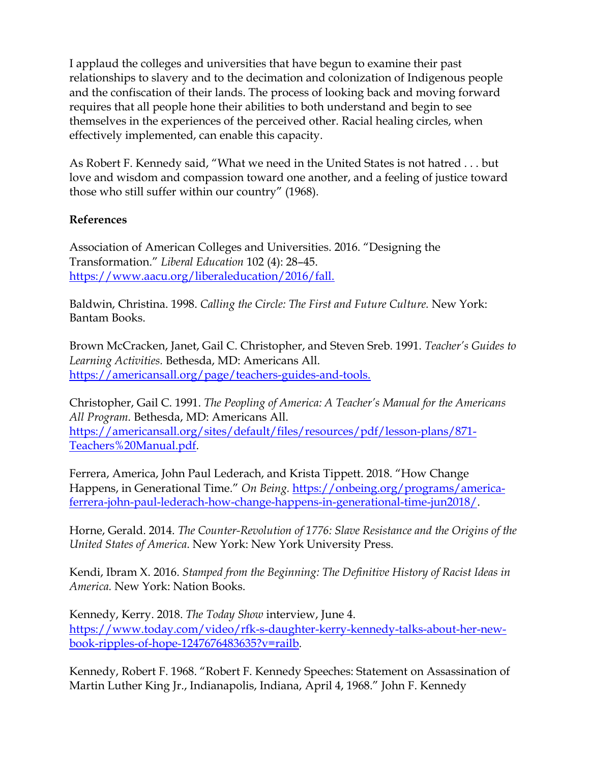I applaud the colleges and universities that have begun to examine their past relationships to slavery and to the decimation and colonization of Indigenous people and the confiscation of their lands. The process of looking back and moving forward requires that all people hone their abilities to both understand and begin to see themselves in the experiences of the perceived other. Racial healing circles, when effectively implemented, can enable this capacity.

As Robert F. Kennedy said, "What we need in the United States is not hatred . . . but love and wisdom and compassion toward one another, and a feeling of justice toward those who still suffer within our country" (1968).

**References**

Association of American Colleges and Universities. 2016. "Designing the Transformation." *Liberal Education* 102 (4): 28–45. https://www.aacu.org/liberaleducation/2016/fall.

Baldwin, Christina. 1998. *Calling the Circle: The First and Future Culture.* New York: Bantam Books.

Brown McCracken, Janet, Gail C. Christopher, and Steven Sreb. 1991. *Teacher's Guides to Learning Activities.* Bethesda, MD: Americans All. https://americansall.org/page/teachers-guides-and-tools.

Christopher, Gail C. 1991. *The Peopling of America: A Teacher's Manual for the Americans All Program.* Bethesda, MD: Americans All. https://americansall.org/sites/default/files/resources/pdf/lesson-plans/871-Teachers%20Manual.pdf.

Ferrera, America, John Paul Lederach, and Krista Tippett. 2018. "How Change Happens, in Generational Time." *On Being.* https://onbeing.org/programs/america-ferrera-john-paul-lederach-how-change-happens-in-generational-time-jun2018/.

Horne, Gerald. 2014. *The Counter-Revolution of 1776: Slave Resistance and the Origins of the United States of America.* New York: New York University Press.

Kendi, Ibram X. 2016. *Stamped from the Beginning: The Definitive History of Racist Ideas in America.* New York: Nation Books.

Kennedy, Kerry. 2018. *The Today Show* interview, June 4. https://www.today.com/video/rfk-s-daughter-kerry-kennedy-talks-about-her-new-book-ripples-of-hope-1247676483635?v=railb.

Kennedy, Robert F. 1968. "Robert F. Kennedy Speeches: Statement on Assassination of Martin Luther King Jr., Indianapolis, Indiana, April 4, 1968." John F. Kennedy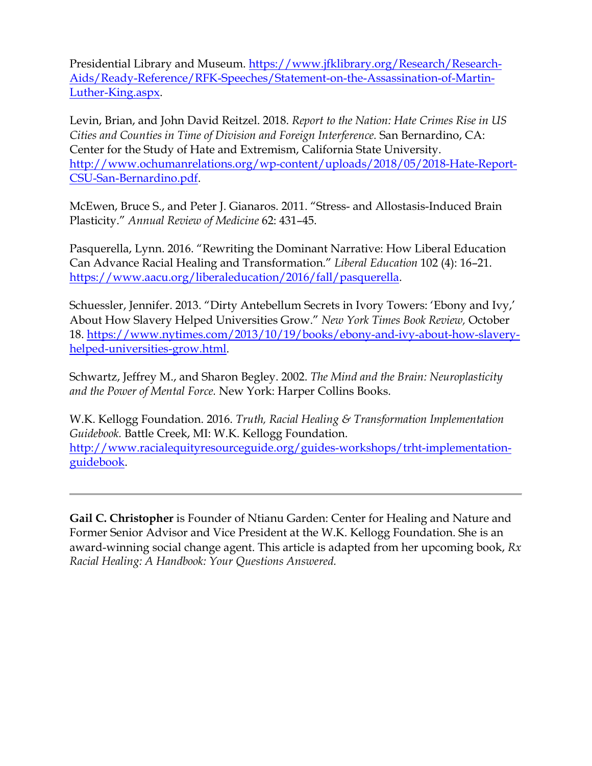Presidential Library and Museum. https://www.jfklibrary.org/Research/Research-Aids/Ready-Reference/RFK-Speeches/Statement-on-the-Assassination-of-Martin-Luther-King.aspx.

Levin, Brian, and John David Reitzel. 2018. *Report to the Nation: Hate Crimes Rise in US Cities and Counties in Time of Division and Foreign Interference.* San Bernardino, CA: Center for the Study of Hate and Extremism, California State University. http://www.ochumanrelations.org/wp-content/uploads/2018/05/2018-Hate-Report-CSU-San-Bernardino.pdf.

McEwen, Bruce S., and Peter J. Gianaros. 2011. "Stress- and Allostasis-Induced Brain Plasticity." *Annual Review of Medicine* 62: 431–45.

Pasquerella, Lynn. 2016. "Rewriting the Dominant Narrative: How Liberal Education Can Advance Racial Healing and Transformation." *Liberal Education* 102 (4): 16–21. https://www.aacu.org/liberaleducation/2016/fall/pasquerella.

Schuessler, Jennifer. 2013. "Dirty Antebellum Secrets in Ivory Towers: 'Ebony and Ivy,' About How Slavery Helped Universities Grow." *New York Times Book Review,* October 18. https://www.nytimes.com/2013/10/19/books/ebony-and-ivy-about-how-slavery-helped-universities-grow.html.

Schwartz, Jeffrey M., and Sharon Begley. 2002. *The Mind and the Brain: Neuroplasticity and the Power of Mental Force.* New York: Harper Collins Books.

W.K. Kellogg Foundation. 2016. *Truth, Racial Healing & Transformation Implementation Guidebook.* Battle Creek, MI: W.K. Kellogg Foundation. http://www.racialequityresourceguide.org/guides-workshops/trht-implementation-guidebook.

---

**Gail C. Christopher** is Founder of Ntianu Garden: Center for Healing and Nature and Former Senior Advisor and Vice President at the W.K. Kellogg Foundation. She is an award-winning social change agent. This article is adapted from her upcoming book, *Rx Racial Healing: A Handbook: Your Questions Answered.*